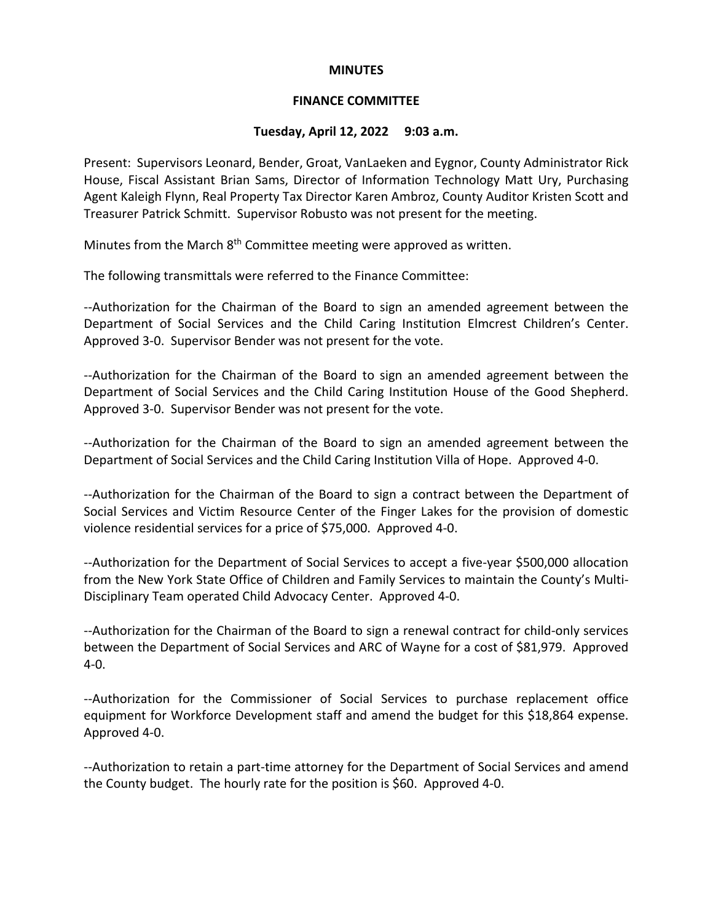**MINUTES**

**FINANCE COMMITTEE**

**Tuesday, April 12, 2022 9:03 a.m.**

Present: Supervisors Leonard, Bender, Groat, VanLaeken and Eygnor, County Administrator Rick House, Fiscal Assistant Brian Sams, Director of Information Technology Matt Ury, Purchasing Agent Kaleigh Flynn, Real Property Tax Director Karen Ambroz, County Auditor Kristen Scott and Treasurer Patrick Schmitt. Supervisor Robusto was not present for the meeting.

Minutes from the March 8th Committee meeting were approved as written.

The following transmittals were referred to the Finance Committee:

--Authorization for the Chairman of the Board to sign an amended agreement between the Department of Social Services and the Child Caring Institution Elmcrest Children's Center. Approved 3-0. Supervisor Bender was not present for the vote.

--Authorization for the Chairman of the Board to sign an amended agreement between the Department of Social Services and the Child Caring Institution House of the Good Shepherd. Approved 3-0. Supervisor Bender was not present for the vote.

--Authorization for the Chairman of the Board to sign an amended agreement between the Department of Social Services and the Child Caring Institution Villa of Hope. Approved 4-0.

--Authorization for the Chairman of the Board to sign a contract between the Department of Social Services and Victim Resource Center of the Finger Lakes for the provision of domestic violence residential services for a price of $75,000. Approved 4-0.

--Authorization for the Department of Social Services to accept a five-year $500,000 allocation from the New York State Office of Children and Family Services to maintain the County's Multi-Disciplinary Team operated Child Advocacy Center. Approved 4-0.

--Authorization for the Chairman of the Board to sign a renewal contract for child-only services between the Department of Social Services and ARC of Wayne for a cost of $81,979. Approved 4-0.

--Authorization for the Commissioner of Social Services to purchase replacement office equipment for Workforce Development staff and amend the budget for this $18,864 expense. Approved 4-0.

--Authorization to retain a part-time attorney for the Department of Social Services and amend the County budget. The hourly rate for the position is $60. Approved 4-0.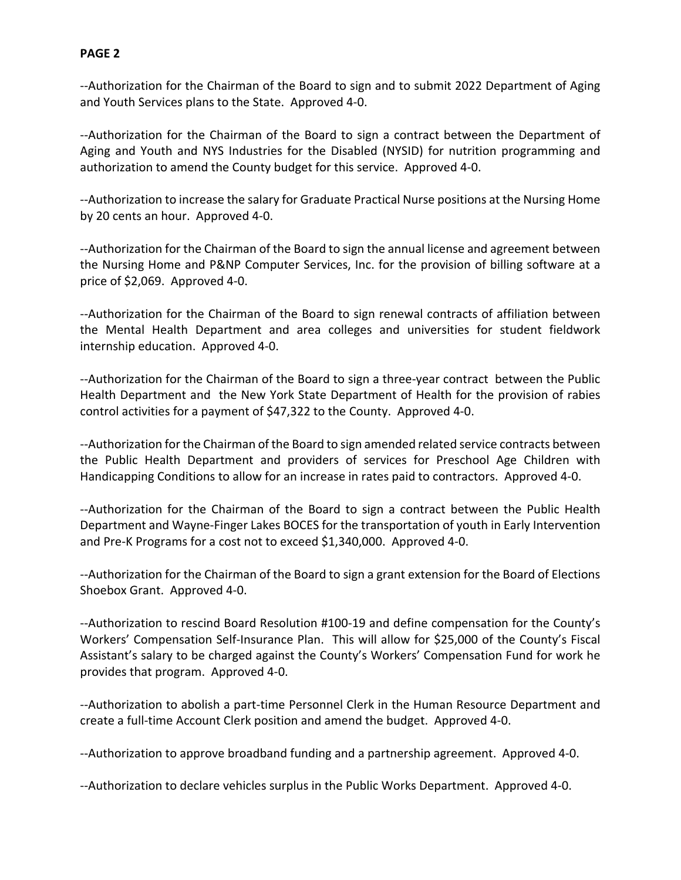**PAGE 2**

--Authorization for the Chairman of the Board to sign and to submit 2022 Department of Aging and Youth Services plans to the State. Approved 4-0.

--Authorization for the Chairman of the Board to sign a contract between the Department of Aging and Youth and NYS Industries for the Disabled (NYSID) for nutrition programming and authorization to amend the County budget for this service. Approved 4-0.

--Authorization to increase the salary for Graduate Practical Nurse positions at the Nursing Home by 20 cents an hour. Approved 4-0.

--Authorization for the Chairman of the Board to sign the annual license and agreement between the Nursing Home and P&NP Computer Services, Inc. for the provision of billing software at a price of $2,069. Approved 4-0.

--Authorization for the Chairman of the Board to sign renewal contracts of affiliation between the Mental Health Department and area colleges and universities for student fieldwork internship education. Approved 4-0.

--Authorization for the Chairman of the Board to sign a three-year contract between the Public Health Department and the New York State Department of Health for the provision of rabies control activities for a payment of $47,322 to the County. Approved 4-0.

--Authorization for the Chairman of the Board to sign amended related service contracts between the Public Health Department and providers of services for Preschool Age Children with Handicapping Conditions to allow for an increase in rates paid to contractors. Approved 4-0.

--Authorization for the Chairman of the Board to sign a contract between the Public Health Department and Wayne-Finger Lakes BOCES for the transportation of youth in Early Intervention and Pre-K Programs for a cost not to exceed $1,340,000. Approved 4-0.

--Authorization for the Chairman of the Board to sign a grant extension for the Board of Elections Shoebox Grant. Approved 4-0.

--Authorization to rescind Board Resolution #100-19 and define compensation for the County's Workers' Compensation Self-Insurance Plan. This will allow for $25,000 of the County's Fiscal Assistant's salary to be charged against the County's Workers' Compensation Fund for work he provides that program. Approved 4-0.

--Authorization to abolish a part-time Personnel Clerk in the Human Resource Department and create a full-time Account Clerk position and amend the budget. Approved 4-0.

--Authorization to approve broadband funding and a partnership agreement. Approved 4-0.

--Authorization to declare vehicles surplus in the Public Works Department. Approved 4-0.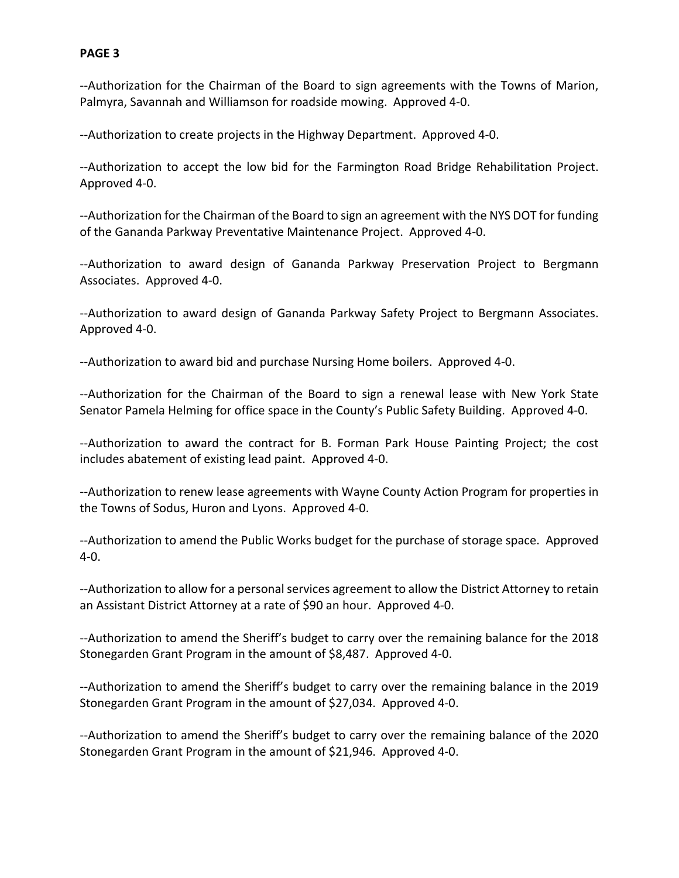**PAGE 3**

--Authorization for the Chairman of the Board to sign agreements with the Towns of Marion, Palmyra, Savannah and Williamson for roadside mowing. Approved 4-0.

--Authorization to create projects in the Highway Department. Approved 4-0.

--Authorization to accept the low bid for the Farmington Road Bridge Rehabilitation Project. Approved 4-0.

--Authorization for the Chairman of the Board to sign an agreement with the NYS DOT for funding of the Gananda Parkway Preventative Maintenance Project. Approved 4-0.

--Authorization to award design of Gananda Parkway Preservation Project to Bergmann Associates. Approved 4-0.

--Authorization to award design of Gananda Parkway Safety Project to Bergmann Associates. Approved 4-0.

--Authorization to award bid and purchase Nursing Home boilers. Approved 4-0.

--Authorization for the Chairman of the Board to sign a renewal lease with New York State Senator Pamela Helming for office space in the County's Public Safety Building. Approved 4-0.

--Authorization to award the contract for B. Forman Park House Painting Project; the cost includes abatement of existing lead paint. Approved 4-0.

--Authorization to renew lease agreements with Wayne County Action Program for properties in the Towns of Sodus, Huron and Lyons. Approved 4-0.

--Authorization to amend the Public Works budget for the purchase of storage space. Approved 4-0.

--Authorization to allow for a personal services agreement to allow the District Attorney to retain an Assistant District Attorney at a rate of $90 an hour. Approved 4-0.

--Authorization to amend the Sheriff's budget to carry over the remaining balance for the 2018 Stonegarden Grant Program in the amount of $8,487. Approved 4-0.

--Authorization to amend the Sheriff's budget to carry over the remaining balance in the 2019 Stonegarden Grant Program in the amount of $27,034. Approved 4-0.

--Authorization to amend the Sheriff's budget to carry over the remaining balance of the 2020 Stonegarden Grant Program in the amount of $21,946. Approved 4-0.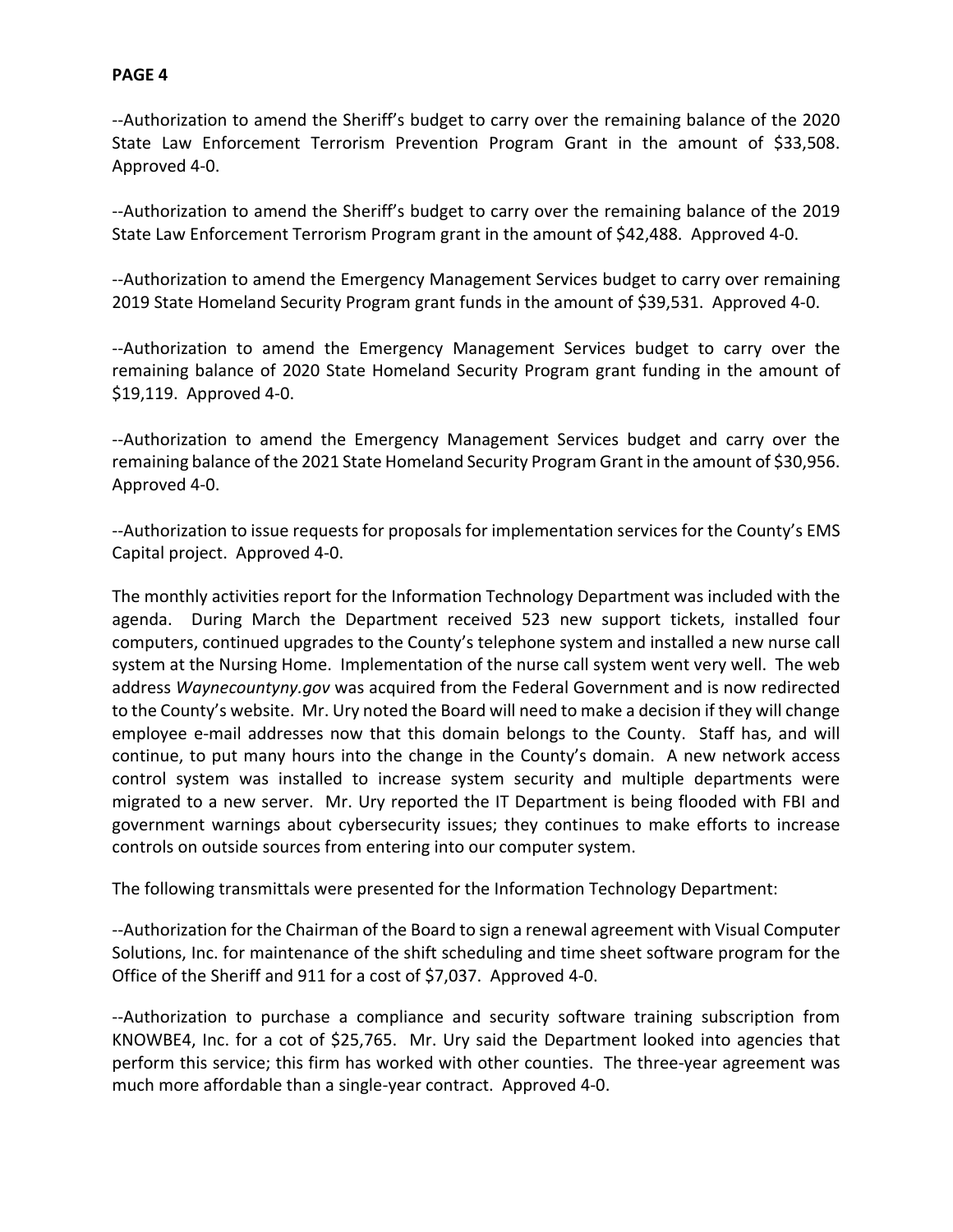--Authorization to amend the Sheriff's budget to carry over the remaining balance of the 2020 State Law Enforcement Terrorism Prevention Program Grant in the amount of $33,508. Approved 4-0.

--Authorization to amend the Sheriff's budget to carry over the remaining balance of the 2019 State Law Enforcement Terrorism Program grant in the amount of $42,488. Approved 4-0.

--Authorization to amend the Emergency Management Services budget to carry over remaining 2019 State Homeland Security Program grant funds in the amount of $39,531. Approved 4-0.

--Authorization to amend the Emergency Management Services budget to carry over the remaining balance of 2020 State Homeland Security Program grant funding in the amount of $19,119. Approved 4-0.

--Authorization to amend the Emergency Management Services budget and carry over the remaining balance of the 2021 State Homeland Security Program Grant in the amount of $30,956. Approved 4-0.

--Authorization to issue requests for proposals for implementation services for the County's EMS Capital project. Approved 4-0.

The monthly activities report for the Information Technology Department was included with the agenda. During March the Department received 523 new support tickets, installed four computers, continued upgrades to the County's telephone system and installed a new nurse call system at the Nursing Home. Implementation of the nurse call system went very well. The web address *Waynecountyny.gov* was acquired from the Federal Government and is now redirected to the County's website. Mr. Ury noted the Board will need to make a decision if they will change employee e-mail addresses now that this domain belongs to the County. Staff has, and will continue, to put many hours into the change in the County's domain. A new network access control system was installed to increase system security and multiple departments were migrated to a new server. Mr. Ury reported the IT Department is being flooded with FBI and government warnings about cybersecurity issues; they continues to make efforts to increase controls on outside sources from entering into our computer system.

The following transmittals were presented for the Information Technology Department:

--Authorization for the Chairman of the Board to sign a renewal agreement with Visual Computer Solutions, Inc. for maintenance of the shift scheduling and time sheet software program for the Office of the Sheriff and 911 for a cost of $7,037. Approved 4-0.

--Authorization to purchase a compliance and security software training subscription from KNOWBE4, Inc. for a cot of $25,765. Mr. Ury said the Department looked into agencies that perform this service; this firm has worked with other counties. The three-year agreement was much more affordable than a single-year contract. Approved 4-0.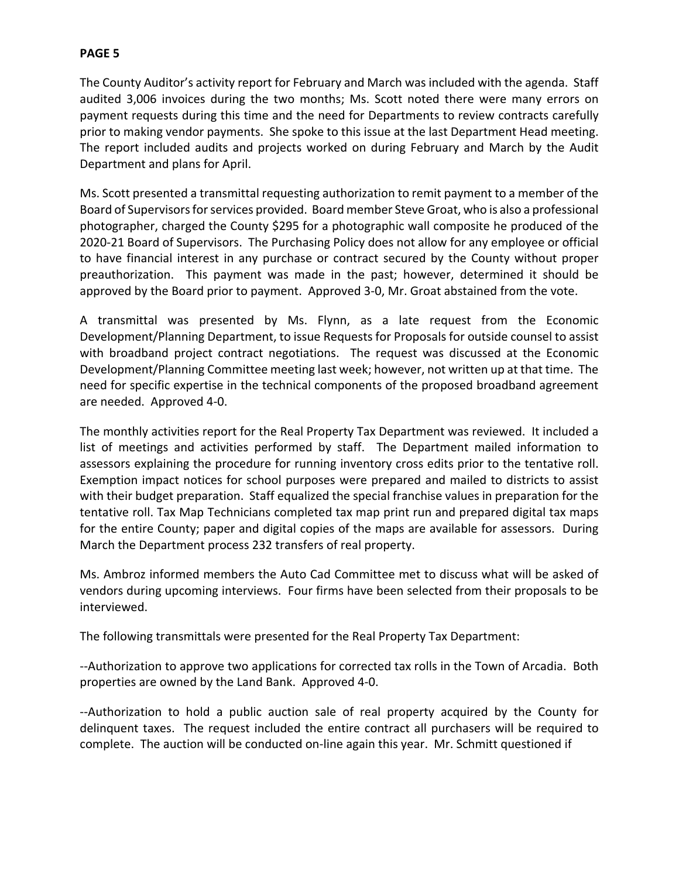**PAGE 5**

The County Auditor's activity report for February and March was included with the agenda. Staff audited 3,006 invoices during the two months; Ms. Scott noted there were many errors on payment requests during this time and the need for Departments to review contracts carefully prior to making vendor payments. She spoke to this issue at the last Department Head meeting. The report included audits and projects worked on during February and March by the Audit Department and plans for April.

Ms. Scott presented a transmittal requesting authorization to remit payment to a member of the Board of Supervisors for services provided. Board member Steve Groat, who is also a professional photographer, charged the County $295 for a photographic wall composite he produced of the 2020-21 Board of Supervisors. The Purchasing Policy does not allow for any employee or official to have financial interest in any purchase or contract secured by the County without proper preauthorization. This payment was made in the past; however, determined it should be approved by the Board prior to payment. Approved 3-0, Mr. Groat abstained from the vote.

A transmittal was presented by Ms. Flynn, as a late request from the Economic Development/Planning Department, to issue Requests for Proposals for outside counsel to assist with broadband project contract negotiations. The request was discussed at the Economic Development/Planning Committee meeting last week; however, not written up at that time. The need for specific expertise in the technical components of the proposed broadband agreement are needed. Approved 4-0.

The monthly activities report for the Real Property Tax Department was reviewed. It included a list of meetings and activities performed by staff. The Department mailed information to assessors explaining the procedure for running inventory cross edits prior to the tentative roll. Exemption impact notices for school purposes were prepared and mailed to districts to assist with their budget preparation. Staff equalized the special franchise values in preparation for the tentative roll. Tax Map Technicians completed tax map print run and prepared digital tax maps for the entire County; paper and digital copies of the maps are available for assessors. During March the Department process 232 transfers of real property.

Ms. Ambroz informed members the Auto Cad Committee met to discuss what will be asked of vendors during upcoming interviews. Four firms have been selected from their proposals to be interviewed.

The following transmittals were presented for the Real Property Tax Department:

--Authorization to approve two applications for corrected tax rolls in the Town of Arcadia. Both properties are owned by the Land Bank. Approved 4-0.

--Authorization to hold a public auction sale of real property acquired by the County for delinquent taxes. The request included the entire contract all purchasers will be required to complete. The auction will be conducted on-line again this year. Mr. Schmitt questioned if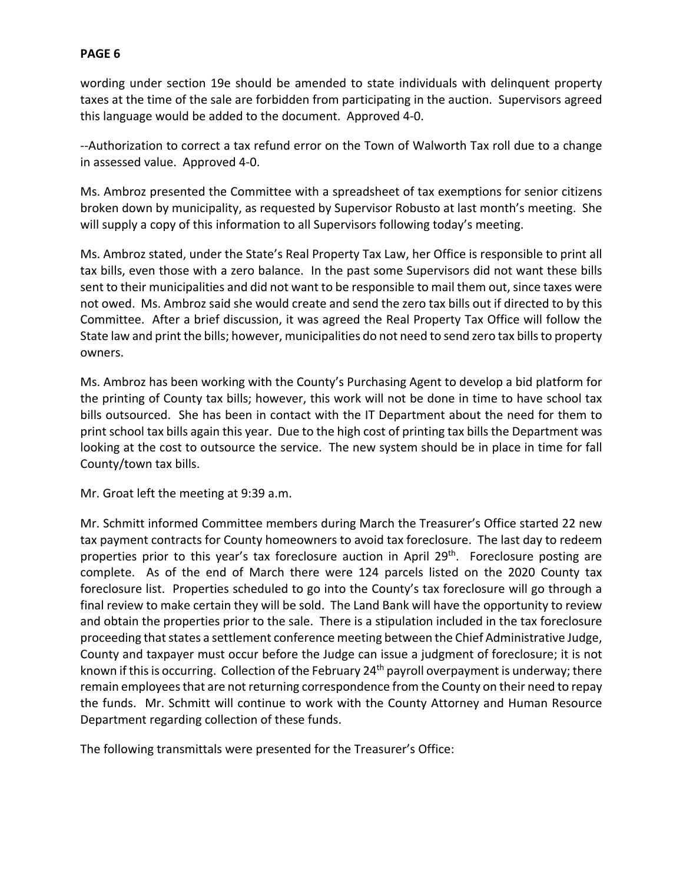wording under section 19e should be amended to state individuals with delinquent property taxes at the time of the sale are forbidden from participating in the auction. Supervisors agreed this language would be added to the document. Approved 4-0.

--Authorization to correct a tax refund error on the Town of Walworth Tax roll due to a change in assessed value. Approved 4-0.

Ms. Ambroz presented the Committee with a spreadsheet of tax exemptions for senior citizens broken down by municipality, as requested by Supervisor Robusto at last month's meeting. She will supply a copy of this information to all Supervisors following today's meeting.

Ms. Ambroz stated, under the State's Real Property Tax Law, her Office is responsible to print all tax bills, even those with a zero balance. In the past some Supervisors did not want these bills sent to their municipalities and did not want to be responsible to mail them out, since taxes were not owed. Ms. Ambroz said she would create and send the zero tax bills out if directed to by this Committee. After a brief discussion, it was agreed the Real Property Tax Office will follow the State law and print the bills; however, municipalities do not need to send zero tax bills to property owners.

Ms. Ambroz has been working with the County's Purchasing Agent to develop a bid platform for the printing of County tax bills; however, this work will not be done in time to have school tax bills outsourced. She has been in contact with the IT Department about the need for them to print school tax bills again this year. Due to the high cost of printing tax bills the Department was looking at the cost to outsource the service. The new system should be in place in time for fall County/town tax bills.

Mr. Groat left the meeting at 9:39 a.m.

Mr. Schmitt informed Committee members during March the Treasurer's Office started 22 new tax payment contracts for County homeowners to avoid tax foreclosure. The last day to redeem properties prior to this year's tax foreclosure auction in April 29th. Foreclosure posting are complete. As of the end of March there were 124 parcels listed on the 2020 County tax foreclosure list. Properties scheduled to go into the County's tax foreclosure will go through a final review to make certain they will be sold. The Land Bank will have the opportunity to review and obtain the properties prior to the sale. There is a stipulation included in the tax foreclosure proceeding that states a settlement conference meeting between the Chief Administrative Judge, County and taxpayer must occur before the Judge can issue a judgment of foreclosure; it is not known if this is occurring. Collection of the February 24th payroll overpayment is underway; there remain employees that are not returning correspondence from the County on their need to repay the funds. Mr. Schmitt will continue to work with the County Attorney and Human Resource Department regarding collection of these funds.

The following transmittals were presented for the Treasurer's Office: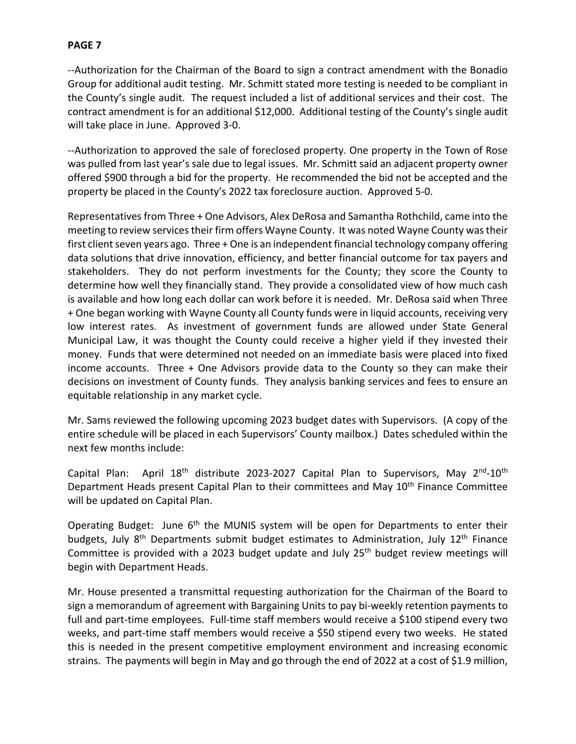**PAGE 7**

--Authorization for the Chairman of the Board to sign a contract amendment with the Bonadio Group for additional audit testing. Mr. Schmitt stated more testing is needed to be compliant in the County's single audit. The request included a list of additional services and their cost. The contract amendment is for an additional $12,000. Additional testing of the County's single audit will take place in June. Approved 3-0.

--Authorization to approved the sale of foreclosed property. One property in the Town of Rose was pulled from last year's sale due to legal issues. Mr. Schmitt said an adjacent property owner offered $900 through a bid for the property. He recommended the bid not be accepted and the property be placed in the County's 2022 tax foreclosure auction. Approved 5-0.

Representatives from Three + One Advisors, Alex DeRosa and Samantha Rothchild, came into the meeting to review services their firm offers Wayne County. It was noted Wayne County was their first client seven years ago. Three + One is an independent financial technology company offering data solutions that drive innovation, efficiency, and better financial outcome for tax payers and stakeholders. They do not perform investments for the County; they score the County to determine how well they financially stand. They provide a consolidated view of how much cash is available and how long each dollar can work before it is needed. Mr. DeRosa said when Three + One began working with Wayne County all County funds were in liquid accounts, receiving very low interest rates. As investment of government funds are allowed under State General Municipal Law, it was thought the County could receive a higher yield if they invested their money. Funds that were determined not needed on an immediate basis were placed into fixed income accounts. Three + One Advisors provide data to the County so they can make their decisions on investment of County funds. They analysis banking services and fees to ensure an equitable relationship in any market cycle.

Mr. Sams reviewed the following upcoming 2023 budget dates with Supervisors. (A copy of the entire schedule will be placed in each Supervisors' County mailbox.) Dates scheduled within the next few months include:

Capital Plan: April 18th distribute 2023-2027 Capital Plan to Supervisors, May 2nd-10th Department Heads present Capital Plan to their committees and May 10th Finance Committee will be updated on Capital Plan.

Operating Budget: June 6th the MUNIS system will be open for Departments to enter their budgets, July 8th Departments submit budget estimates to Administration, July 12th Finance Committee is provided with a 2023 budget update and July 25th budget review meetings will begin with Department Heads.

Mr. House presented a transmittal requesting authorization for the Chairman of the Board to sign a memorandum of agreement with Bargaining Units to pay bi-weekly retention payments to full and part-time employees. Full-time staff members would receive a $100 stipend every two weeks, and part-time staff members would receive a $50 stipend every two weeks. He stated this is needed in the present competitive employment environment and increasing economic strains. The payments will begin in May and go through the end of 2022 at a cost of $1.9 million,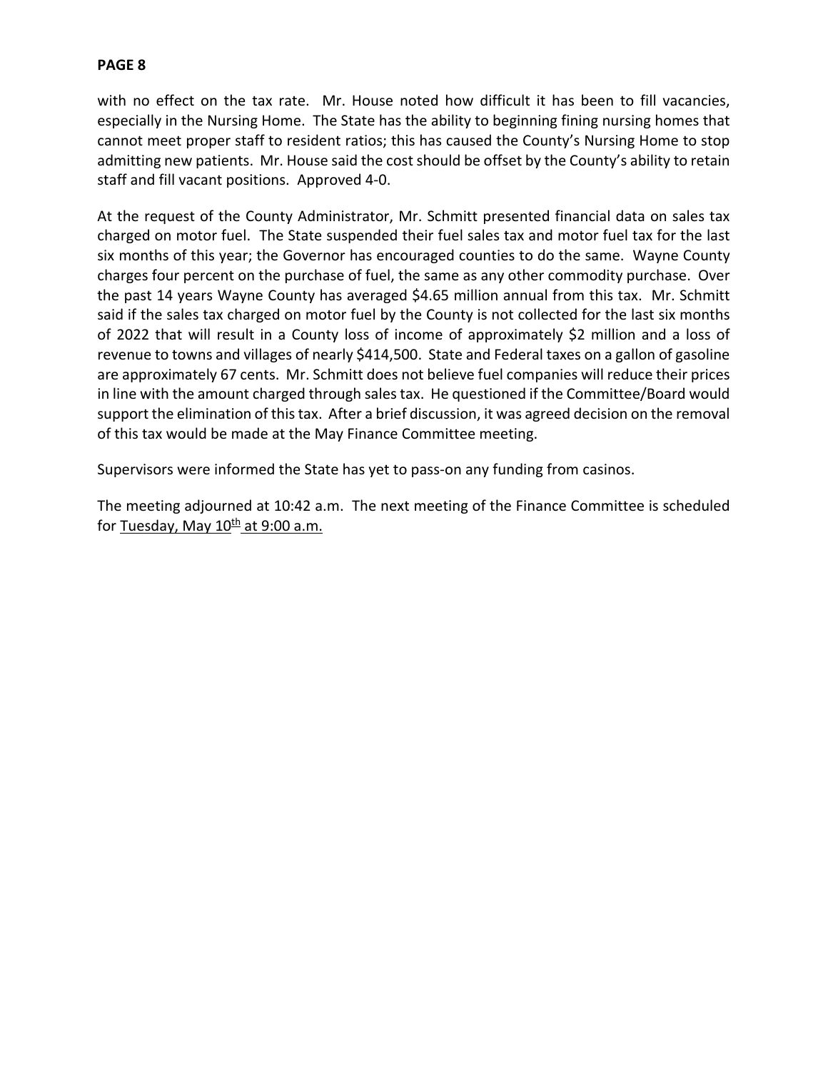with no effect on the tax rate. Mr. House noted how difficult it has been to fill vacancies, especially in the Nursing Home. The State has the ability to beginning fining nursing homes that cannot meet proper staff to resident ratios; this has caused the County's Nursing Home to stop admitting new patients. Mr. House said the cost should be offset by the County's ability to retain staff and fill vacant positions. Approved 4-0.

At the request of the County Administrator, Mr. Schmitt presented financial data on sales tax charged on motor fuel. The State suspended their fuel sales tax and motor fuel tax for the last six months of this year; the Governor has encouraged counties to do the same. Wayne County charges four percent on the purchase of fuel, the same as any other commodity purchase. Over the past 14 years Wayne County has averaged \$4.65 million annual from this tax. Mr. Schmitt said if the sales tax charged on motor fuel by the County is not collected for the last six months of 2022 that will result in a County loss of income of approximately \$2 million and a loss of revenue to towns and villages of nearly \$414,500. State and Federal taxes on a gallon of gasoline are approximately 67 cents. Mr. Schmitt does not believe fuel companies will reduce their prices in line with the amount charged through sales tax. He questioned if the Committee/Board would support the elimination of this tax. After a brief discussion, it was agreed decision on the removal of this tax would be made at the May Finance Committee meeting.

Supervisors were informed the State has yet to pass-on any funding from casinos.

The meeting adjourned at 10:42 a.m. The next meeting of the Finance Committee is scheduled for <u>Tuesday, May 10th at 9:00 a.m.</u>